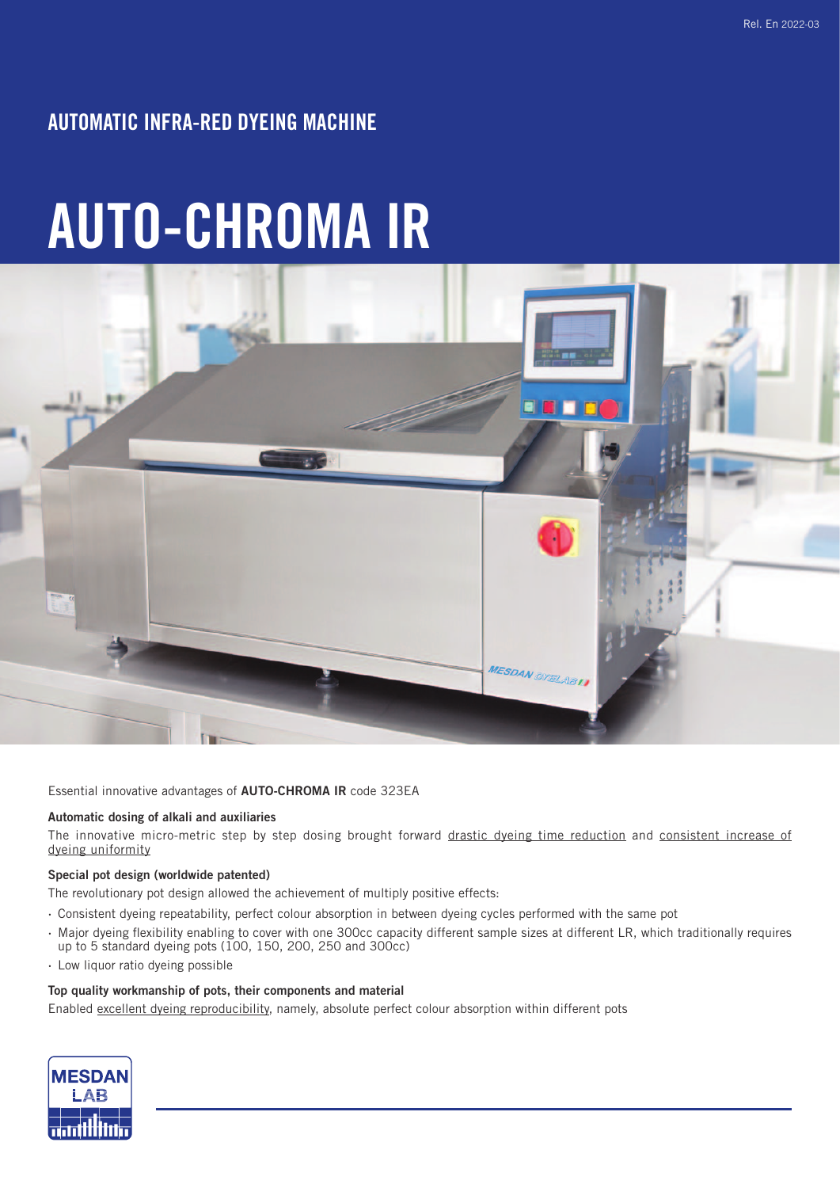## AUTOMATIC INFRA-RED DYEING MACHINE

# AUTO-CHROMA IR

Essential innovative advantages of **AUTO-CHROMA IR** code 323EA

**Automatic dosing of alkali and auxiliaries**

The innovative micro-metric step by step dosing brought forward drastic dyeing time reduction and consistent increase of dyeing uniformity

**Special pot design (worldwide patented)**

The revolutionary pot design allowed the achievement of multiply positive effects:

- Consistent dyeing repeatability, perfect colour absorption in between dyeing cycles performed with the same pot
- Major dyeing flexibility enabling to cover with one 300cc capacity different sample sizes at different LR, which traditionally requires up to 5 standard dyeing pots (100, 150, 200, 250 and 300cc)
- Low liquor ratio dyeing possible

**Top quality workmanship of pots, their components and material**

Enabled excellent dyeing reproducibility, namely, absolute perfect colour absorption within different pots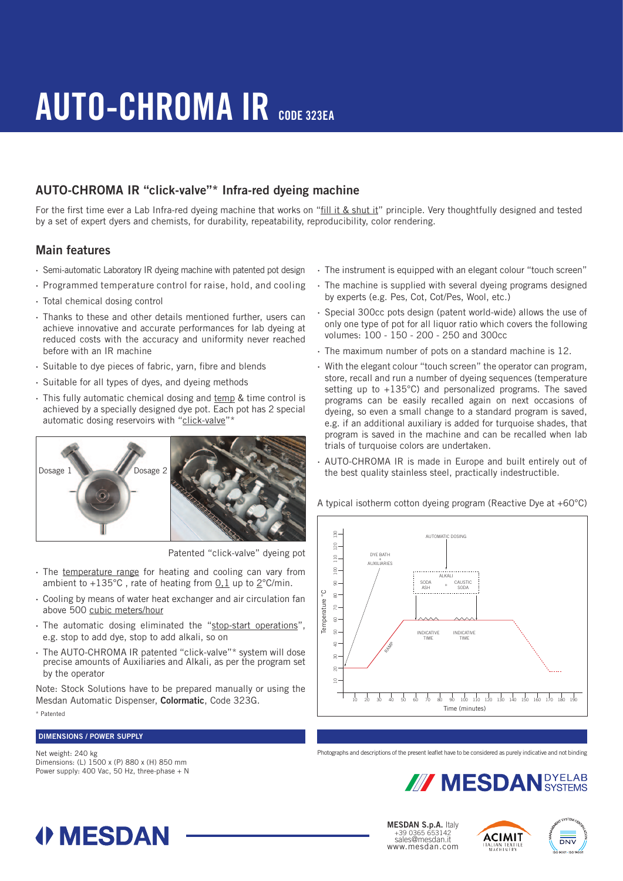# AUTO-CHROMA IR CODE 323EA

## AUTO-CHROMA IR "click-valve"* Infra-red dyeing machine

For the first time ever a Lab Infra-red dyeing machine that works on "fill it & shut it" principle. Very thoughtfully designed and tested by a set of expert dyers and chemists, for durability, repeatability, reproducibility, color rendering.

## Main features

- Semi-automatic Laboratory IR dyeing machine with patented pot design
- Programmed temperature control for raise, hold, and cooling
- Total chemical dosing control
- Thanks to these and other details mentioned further, users can achieve innovative and accurate performances for lab dyeing at reduced costs with the accuracy and uniformity never reached before with an IR machine
- Suitable to dye pieces of fabric, yarn, fibre and blends
- Suitable for all types of dyes, and dyeing methods
- This fully automatic chemical dosing and temp & time control is achieved by a specially designed dye pot. Each pot has 2 special automatic dosing reservoirs with "click-valve"*

Dosage 1 Dosage 2

Patented "click-valve" dyeing pot

- The temperature range for heating and cooling can vary from ambient to +135°C , rate of heating from 0,1 up to 2°C/min.
- Cooling by means of water heat exchanger and air circulation fan above 500 cubic meters/hour
- The automatic dosing eliminated the "stop-start operations", e.g. stop to add dye, stop to add alkali, so on
- The AUTO-CHROMA IR patented "click-valve"* system will dose precise amounts of Auxiliaries and Alkali, as per the program set by the operator

Note: Stock Solutions have to be prepared manually or using the Mesdan Automatic Dispenser, **Colormatic**, Code 323G.

\* Patented

- The instrument is equipped with an elegant colour "touch screen"
- The machine is supplied with several dyeing programs designed by experts (e.g. Pes, Cot, Cot/Pes, Wool, etc.)
- Special 300cc pots design (patent world-wide) allows the use of only one type of pot for all liquor ratio which covers the following volumes: 100 - 150 - 200 - 250 and 300cc
- The maximum number of pots on a standard machine is 12.
- With the elegant colour "touch screen" the operator can program, store, recall and run a number of dyeing sequences (temperature setting up to +135°C) and personalized programs. The saved programs can be easily recalled again on next occasions of dyeing, so even a small change to a standard program is saved, e.g. if an additional auxiliary is added for turquoise shades, that program is saved in the machine and can be recalled when lab trials of turquoise colors are undertaken.
- AUTO-CHROMA IR is made in Europe and built entirely out of the best quality stainless steel, practically indestructible.

A typical isotherm cotton dyeing program (Reactive Dye at +60°C)

AUTOMATIC DOSING
DYE BATH + AUXILIARIES
ALKALI
SODA ASH + CAUSTIC SODA
INDICATIVE TIME
INDICATIVE TIME
RAMP
Temperature °C
10 20 30 40 50 60 70 80 90 100 110 120 130
Time (minutes)
10 20 30 40 50 60 70 80 90 100 110 120 130 140 150 160 170 180 190

#### DIMENSIONS / POWER SUPPLY

Net weight: 240 kg
Dimensions: (L) 1500 x (P) 880 x (H) 850 mm
Power supply: 400 Vac, 50 Hz, three-phase + N

Photographs and descriptions of the present leaflet have to be considered as purely indicative and not binding

MESDAN DYELAB SYSTEMS

MESDAN

**MESDAN S.p.A.** Italy
+39 0365 653142
sales@mesdan.it
www.mesdan.com

ACIMIT ITALIAN TEXTILE MACHINERY

DNV ISO 9001 - ISO 14001